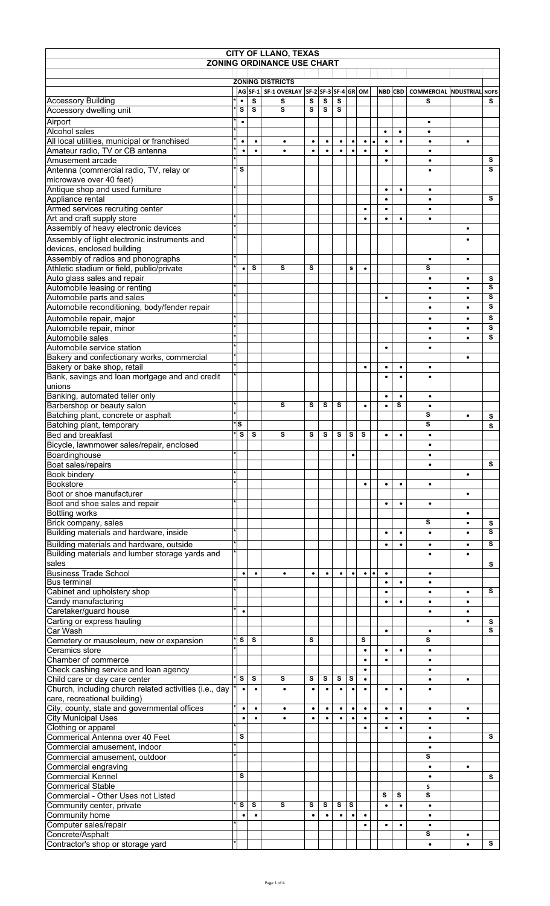# CITY OF LLANO, TEXAS

## ZONING ORDINANCE USE CHART

| | | ZONING DISTRICTS | | | | | | | | | | | | | |
|---|---|---|---|---|---|---|---|---|---|---|---|---|---|---|---|
| | | AG | SF-1 | SF-1 OVERLAY | SF-2 | SF-3 | SF-4 | GR | OM | | NBD | CBD | COMMERCIAL | NDUSTRIAL | NOFS |
| Accessory Building | * | • | S | S | S | S | S | | | | | | S | | S |
| Accessory dwelling unit | * | S | S | S | S | S | S | | | | | | | | |
| Airport | * | • | | | | | | | | | | | • | | |
| Alcohol sales | * | | | | | | | | | | • | • | • | | |
| All local utilities, municipal or franchised | * | • | • | • | • | • | • | • | • | • | • | • | • | • | |
| Amateur radio, TV or CB antenna | * | • | • | • | • | • | • | • | • | | • | | • | | |
| Amusement arcade | * | | | | | | | | | | • | | • | | S |
| Antenna (commercial radio, TV, relay or microwave over 40 feet) | * | S | | | | | | | | | | | • | | S |
| Antique shop and used furniture | * | | | | | | | | | | • | • | • | | |
| Appliance rental | | | | | | | | | | | • | | • | | S |
| Armed services recruiting center | | | | | | | | | • | | • | | • | | |
| Art and craft supply store | * | | | | | | | | • | | • | • | • | | |
| Assembly of heavy electronic devices | * | | | | | | | | | | | | | • | |
| Assembly of light electronic instruments and devices, enclosed building | * | | | | | | | | | | | | | • | |
| Assembly of radios and phonographs | * | | | | | | | | | | | | • | • | |
| Athletic stadium or field, public/private | * | • | S | S | S | | | s | • | | | | S | | |
| Auto glass sales and repair | | | | | | | | | | | | | • | • | S |
| Automobile leasing or renting | * | | | | | | | | | | | | • | • | S |
| Automobile parts and sales | * | | | | | | | | | | • | | • | • | S |
| Automobile reconditioning, body/fender repair | | | | | | | | | | | | | • | • | S |
| Automobile repair, major | * | | | | | | | | | | | | • | • | S |
| Automobile repair, minor | * | | | | | | | | | | | | • | • | S |
| Automobile sales | * | | | | | | | | | | | | • | • | S |
| Automobile service station | * | | | | | | | | | | • | | • | | |
| Bakery and confectionary works, commercial | * | | | | | | | | | | | | | • | |
| Bakery or bake shop, retail | * | | | | | | | | • | | • | • | • | | |
| Bank, savings and loan mortgage and and credit unions | * | | | | | | | | | | • | • | • | | |
| Banking, automated teller only | | | | | | | | | | | • | • | • | | |
| Barbershop or beauty salon | * | | | S | S | S | S | | • | | • | S | • | | |
| Batching plant, concrete or asphalt | * | | | | | | | | | | | | S | • | S |
| Batching plant, temporary | * | S | | | | | | | | | | | S | | S |
| Bed and breakfast | * | S | S | S | S | S | S | S | S | | • | • | • | | |
| Bicycle, lawnmower sales/repair, enclosed | | | | | | | | | | | | | • | | |
| Boardinghouse | * | | | | | | | • | | | | | • | | |
| Boat sales/repairs | | | | | | | | | | | | | • | | S |
| Book bindery | * | | | | | | | | | | | | | • | |
| Bookstore | * | | | | | | | | • | | • | • | • | | |
| Boot or shoe manufacturer | | | | | | | | | | | | | | • | |
| Boot and shoe sales and repair | * | | | | | | | | | | • | • | • | | |
| Bottling works | | | | | | | | | | | | | | • | |
| Brick company, sales | | | | | | | | | | | | | S | • | S |
| Building materials and hardware, inside | * | | | | | | | | | | • | • | • | • | S |
| Building materials and hardware, outside | * | | | | | | | | | | • | • | • | • | S |
| Building materials and lumber storage yards and sales | * | | | | | | | | | | | | • | • | S |
| Business Trade School | | • | • | • | • | • | • | • | • | • | • | | • | | |
| Bus terminal | * | | | | | | | | | | • | • | • | | |
| Cabinet and upholstery shop | * | | | | | | | | | | • | | • | • | S |
| Candy manufacturing | | | | | | | | | | | • | • | • | • | |
| Caretaker/guard house | * | • | | | | | | | | | | | • | • | |
| Carting or express hauling | | | | | | | | | | | | | | • | S |
| Car Wash | | | | | | | | | | | • | | • | | S |
| Cemetery or mausoleum, new or expansion | * | S | S | | S | | | | S | | | | S | | |
| Ceramics store | * | | | | | | | | • | | • | • | • | | |
| Chamber of commerce | | | | | | | | | • | | • | | • | | |
| Check cashing service and loan agency | | | | | | | | | • | | | | • | | |
| Child care or day care center | * | S | S | S | S | S | S | S | • | | | | • | • | |
| Church, including church related activities (i.e., day care, recreational building) | * | • | • | • | • | • | • | • | • | | • | • | • | | |
| City, county, state and governmental offices | * | • | • | • | • | • | • | • | • | | • | • | • | • | |
| City Municipal Uses | | • | • | • | • | • | • | • | • | | • | • | • | • | |
| Clothing or apparel | * | | | | | | | | • | | • | • | • | | |
| Commerical Antenna over 40 Feet | | S | | | | | | | | | | | • | | S |
| Commercial amusement, indoor | * | | | | | | | | | | | | • | | |
| Commercial amusement, outdoor | * | | | | | | | | | | | | S | | |
| Commercial engraving | | | | | | | | | | | | | • | • | |
| Commercial Kennel | | S | | | | | | | | | | | • | | S |
| Commerical Stable | | | | | | | | | | | | | s | | |
| Commercial - Other Uses not Listed | | | | | | | | | | | S | S | S | | |
| Community center, private | * | S | S | S | S | S | S | S | | | • | • | • | | |
| Community home | | • | • | | • | • | • | • | • | | | | • | | |
| Computer sales/repair | * | | | | | | | | • | | • | • | • | | |
| Concrete/Asphalt | | | | | | | | | | | | | S | • | |
| Contractor's shop or storage yard | * | | | | | | | | | | | | • | • | S |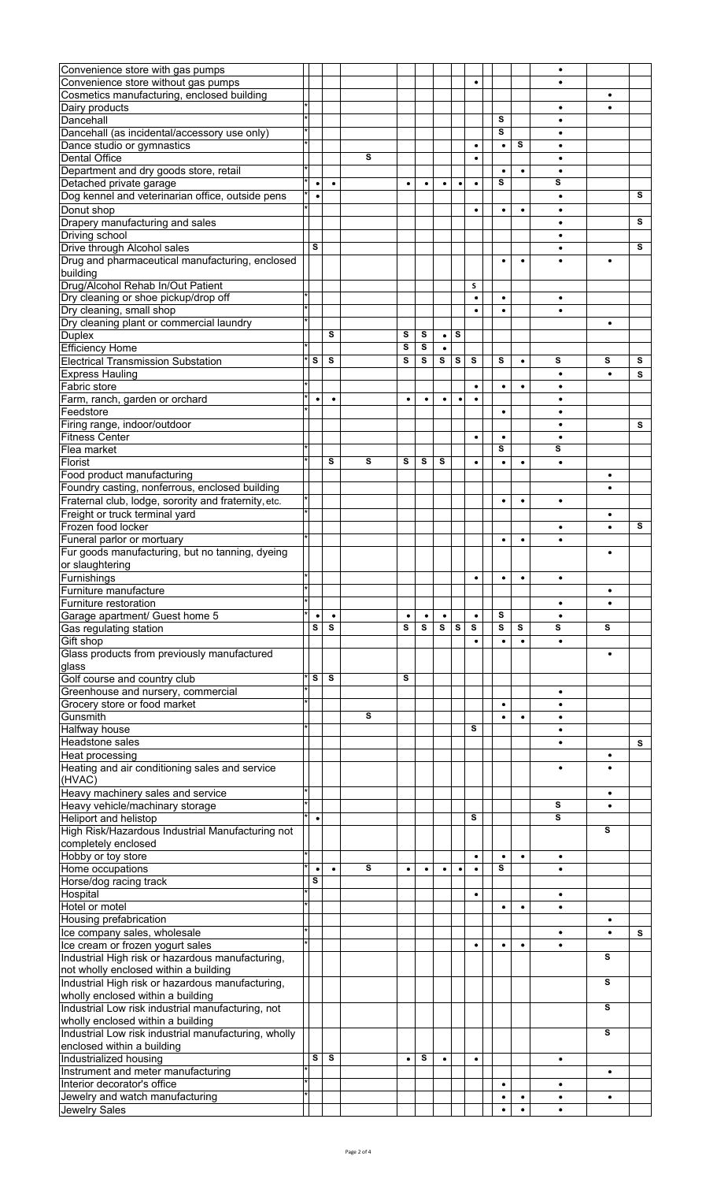| | | | | | | | | | | | | | | | | |
|---|---|---|---|---|---|---|---|---|---|---|---|---|---|---|---|---|
| Convenience store with gas pumps | | | | | | | | | | | | | • | | | |
| Convenience store without gas pumps | | | | | | | | | • | | | | • | | | |
| Cosmetics manufacturing, enclosed building | | | | | | | | | | | | | | | • | |
| Dairy products | * | | | | | | | | | | | | | • | • | |
| Dancehall | * | | | | | | | | | | | S | | • | | |
| Dancehall (as incidental/accessory use only) | * | | | | | | | | | | | S | | • | | |
| Dance studio or gymnastics | * | | | | | | | | | • | | • | S | • | | |
| Dental Office | | | | S | | | | | | • | | | | • | | |
| Department and dry goods store, retail | * | | | | | | | | | | | • | • | • | | |
| Detached private garage | * | • | • | | • | • | • | • | • | | | S | | S | | |
| Dog kennel and veterinarian office, outside pens | * | • | | | | | | | | | | | | • | | S |
| Donut shop | * | | | | | | | | | • | | • | • | • | | |
| Drapery manufacturing and sales | | | | | | | | | | | | | | • | | S |
| Driving school | | | | | | | | | | | | | | • | | |
| Drive through Alcohol sales | | S | | | | | | | | | | | | • | | S |
| Drug and pharmaceutical manufacturing, enclosed building | | | | | | | | | | | | • | • | • | • | |
| Drug/Alcohol Rehab In/Out Patient | | | | | | | | | | S | | | | | | |
| Dry cleaning or shoe pickup/drop off | * | | | | | | | | | • | | • | | • | | |
| Dry cleaning, small shop | * | | | | | | | | | • | | • | | • | | |
| Dry cleaning plant or commercial laundry | * | | | | | | | | | | | | | | • | |
| Duplex | | | S | | S | S | • | S | | | | | | | | |
| Efficiency Home | * | | | | S | S | • | | | | | | | | | |
| Electrical Transmission Substation | * | S | S | | S | S | S | S | S | | | S | • | S | S | S |
| Express Hauling | | | | | | | | | | | | | | • | • | S |
| Fabric store | * | | | | | | | | | • | | • | • | • | | |
| Farm, ranch, garden or orchard | * | • | • | | • | • | • | • | • | | | | | • | | |
| Feedstore | * | | | | | | | | | | | • | | • | | |
| Firing range, indoor/outdoor | | | | | | | | | | | | | | • | | S |
| Fitness Center | | | | | | | | | | • | | • | | • | | |
| Flea market | * | | | | | | | | | | | S | | S | | |
| Florist | * | | S | S | S | S | S | | | • | | • | • | • | | |
| Food product manufacturing | | | | | | | | | | | | | | | • | |
| Foundry casting, nonferrous, enclosed building | | | | | | | | | | | | | | | • | |
| Fraternal club, lodge, sorority and fraternity, etc. | * | | | | | | | | | | | • | • | • | | |
| Freight or truck terminal yard | * | | | | | | | | | | | | | | • | |
| Frozen food locker | | | | | | | | | | | | | | • | • | S |
| Funeral parlor or mortuary | * | | | | | | | | | | | • | • | • | | |
| Fur goods manufacturing, but no tanning, dyeing or slaughtering | | | | | | | | | | | | | | | • | |
| Furnishings | * | | | | | | | | | • | | • | • | • | | |
| Furniture manufacture | * | | | | | | | | | | | | | | • | |
| Furniture restoration | * | | | | | | | | | | | | | • | • | |
| Garage apartment/ Guest home 5 | * | • | • | | • | • | • | | | • | | S | | • | | |
| Gas regulating station | | S | S | | S | S | S | S | S | | | S | S | S | S | |
| Gift shop | | | | | | | | | | • | | • | • | • | | |
| Glass products from previously manufactured glass | | | | | | | | | | | | | | | • | |
| Golf course and country club | * | S | S | | S | | | | | | | | | | | |
| Greenhouse and nursery, commercial | * | | | | | | | | | | | | | • | | |
| Grocery store or food market | * | | | | | | | | | | | • | | • | | |
| Gunsmith | | | | S | | | | | | | | • | • | • | | |
| Halfway house | * | | | | | | | | | S | | | | • | | |
| Headstone sales | | | | | | | | | | | | | | • | | S |
| Heat processing | | | | | | | | | | | | | | | • | |
| Heating and air conditioning sales and service (HVAC) | | | | | | | | | | | | | | • | • | |
| Heavy machinery sales and service | * | | | | | | | | | | | | | | • | |
| Heavy vehicle/machinary storage | * | | | | | | | | | | | | | S | • | |
| Heliport and helistop | * | • | | | | | | | | S | | | | S | | |
| High Risk/Hazardous Industrial Manufacturing not completely enclosed | | | | | | | | | | | | | | | S | |
| Hobby or toy store | * | | | | | | | | | • | | • | • | • | | |
| Home occupations | * | • | • | S | • | • | • | • | • | | | S | | • | | |
| Horse/dog racing track | | S | | | | | | | | | | | | | | |
| Hospital | * | | | | | | | | | • | | | | • | | |
| Hotel or motel | * | | | | | | | | | | | • | • | • | | |
| Housing prefabrication | | | | | | | | | | | | | | | • | |
| Ice company sales, wholesale | * | | | | | | | | | | | | | • | • | S |
| Ice cream or frozen yogurt sales | * | | | | | | | | | • | | • | • | • | | |
| Industrial High risk or hazardous manufacturing, not wholly enclosed within a building | | | | | | | | | | | | | | | S | |
| Industrial High risk or hazardous manufacturing, wholly enclosed within a building | | | | | | | | | | | | | | | S | |
| Industrial Low risk industrial manufacturing, not wholly enclosed within a building | | | | | | | | | | | | | | | S | |
| Industrial Low risk industrial manufacturing, wholly enclosed within a building | | | | | | | | | | | | | | | S | |
| Industrialized housing | | S | S | | • | S | • | | | • | | | | • | | |
| Instrument and meter manufacturing | * | | | | | | | | | | | | | | • | |
| Interior decorator's office | * | | | | | | | | | | | • | | • | | |
| Jewelry and watch manufacturing | * | | | | | | | | | | | • | • | • | • | |
| Jewelry Sales | | | | | | | | | | | | • | • | • | | |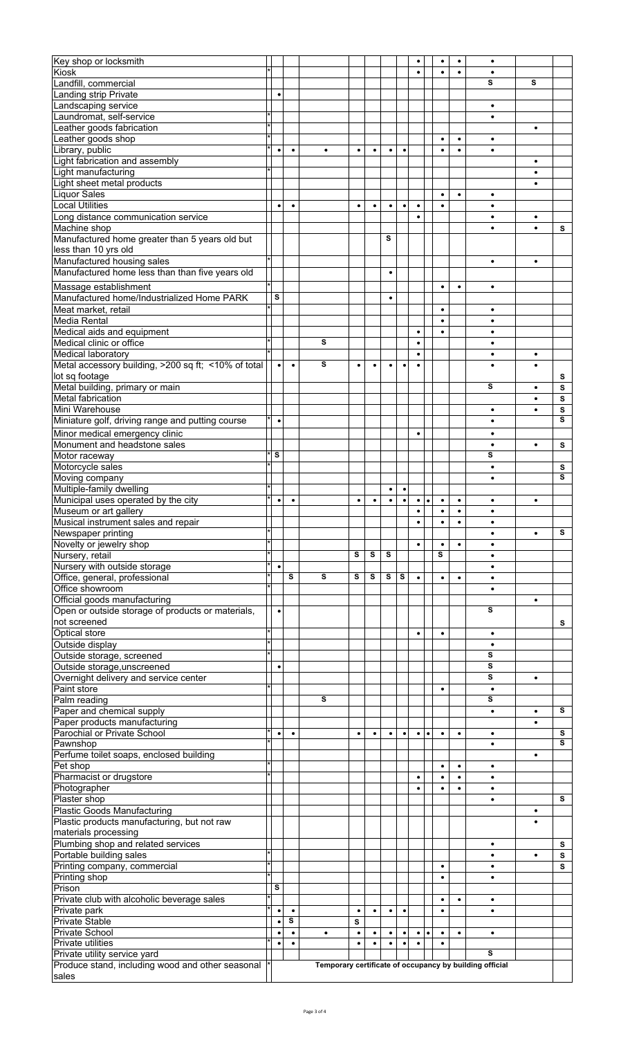| Use | | | | | | | | | | | | | | | | |
|---|---|---|---|---|---|---|---|---|---|---|---|---|---|---|---|---|
| Key shop or locksmith | | | | | | | | | | • | | • | • | • | | |
| Kiosk | * | | | | | | | | | • | | • | • | • | | |
| Landfill, commercial | | | | | | | | | | | | | | s | s | |
| Landing strip Private | | • | | | | | | | | | | | | | | |
| Landscaping service | | | | | | | | | | | | | | • | | |
| Laundromat, self-service | * | | | | | | | | | | | | | • | | |
| Leather goods fabrication | * | | | | | | | | | | | | | | • | |
| Leather goods shop | * | | | | | | | | | | | • | • | • | | |
| Library, public | * | • | • | • | • | • | • | • | | | | • | • | • | | |
| Light fabrication and assembly | | | | | | | | | | | | | | | • | |
| Light manufacturing | * | | | | | | | | | | | | | | • | |
| Light sheet metal products | | | | | | | | | | | | | | | • | |
| Liquor Sales | | | | | | | | | | | | • | • | • | | |
| Local Utilities | | • | • | | • | • | • | • | | • | | • | | • | | |
| Long distance communication service | | | | | | | | | | • | | | | • | • | |
| Machine shop | | | | | | | | | | | | | | • | • | s |
| Manufactured home greater than 5 years old but less than 10 yrs old | | | | | | | | s | | | | | | | | |
| Manufactured housing sales | * | | | | | | | | | | | | | • | • | |
| Manufactured home less than than five years old | | | | | | | | • | | | | | | | | |
| Massage establishment | * | | | | | | | | | | | • | • | • | | |
| Manufactured home/Industrialized Home PARK | | s | | | | | | • | | | | | | | | |
| Meat market, retail | * | | | | | | | | | | | • | | • | | |
| Media Rental | | | | | | | | | | | | • | | • | | |
| Medical aids and equipment | | | | | | | | | | • | | • | | • | | |
| Medical clinic or office | * | | | s | | | | | | • | | | | • | | |
| Medical laboratory | * | | | | | | | | | • | | | | • | • | |
| Metal accessory building, >200 sq ft; <10% of total lot sq footage | | • | • | s | • | • | • | • | | • | | | | • | • | s |
| Metal building, primary or main | | | | | | | | | | | | | | s | • | s |
| Metal fabrication | | | | | | | | | | | | | | | • | s |
| Mini Warehouse | | | | | | | | | | | | | | • | • | s |
| Miniature golf, driving range and putting course | * | • | | | | | | | | | | | | • | | s |
| Minor medical emergency clinic | | | | | | | | | | • | | | | • | | |
| Monument and headstone sales | | | | | | | | | | | | | | • | • | s |
| Motor raceway | * | s | | | | | | | | | | | | s | | |
| Motorcycle sales | * | | | | | | | | | | | | | • | | s |
| Moving company | | | | | | | | | | | | | | • | | s |
| Multiple-family dwelling | | | | | | | | • | • | | | | | | | |
| Municipal uses operated by the city | * | • | • | | • | • | • | • | • | • | • | • | • | • | • | |
| Museum or art gallery | | | | | | | | | | • | | • | • | • | | |
| Musical instrument sales and repair | | | | | | | | | | • | | • | • | • | | |
| Newspaper printing | * | | | | | | | | | | | | | • | • | s |
| Novelty or jewelry shop | * | | | | | | | | | • | | • | • | • | | |
| Nursery, retail | * | | | | s | s | s | | | | | s | | • | | |
| Nursery with outside storage | * | • | | | | | | | | | | | | • | | |
| Office, general, professional | * | | s | s | s | s | s | s | | • | | • | • | • | | |
| Office showroom | * | | | | | | | | | | | | | • | | |
| Official goods manufacturing | | | | | | | | | | | | | | | • | |
| Open or outside storage of products or materials, not screened | | • | | | | | | | | | | | | s | | s |
| Optical store | * | | | | | | | | | • | | • | | • | | |
| Outside display | * | | | | | | | | | | | | | • | | |
| Outside storage, screened | * | | | | | | | | | | | | | s | | |
| Outside storage,unscreened | | • | | | | | | | | | | | | s | | |
| Overnight delivery and service center | | | | | | | | | | | | | | s | • | |
| Paint store | * | | | | | | | | | | | • | | • | | |
| Palm reading | | | | s | | | | | | | | | | s | | |
| Paper and chemical supply | | | | | | | | | | | | | | • | • | s |
| Paper products manufacturing | | | | | | | | | | | | | | | • | |
| Parochial or Private School | * | • | • | | • | • | • | • | • | • | • | • | • | • | | s |
| Pawnshop | * | | | | | | | | | | | | | • | | s |
| Perfume toilet soaps, enclosed building | | | | | | | | | | | | | | | • | |
| Pet shop | * | | | | | | | | | | | • | • | • | | |
| Pharmacist or drugstore | * | | | | | | | | | • | | • | • | • | | |
| Photographer | | | | | | | | | | • | | • | • | • | | |
| Plaster shop | | | | | | | | | | | | | | • | | s |
| Plastic Goods Manufacturing | | | | | | | | | | | | | | | • | |
| Plastic products manufacturing, but not raw materials processing | | | | | | | | | | | | | | | • | |
| Plumbing shop and related services | | | | | | | | | | | | | | • | | s |
| Portable building sales | * | | | | | | | | | | | | | • | • | s |
| Printing company, commercial | * | | | | | | | | | | | • | | • | | s |
| Printing shop | * | | | | | | | | | | | • | | • | | |
| Prison | | s | | | | | | | | | | | | | | |
| Private club with alcoholic beverage sales | * | | | | | | | | | | | • | • | • | | |
| Private park | * | • | • | | • | • | • | • | | | | • | | • | | |
| Private Stable | | • | s | | s | | | | | | | | | | | |
| Private School | | • | • | • | • | • | • | • | • | • | • | • | • | • | | |
| Private utilities | * | • | • | | • | • | • | • | | • | | • | | | | |
| Private utility service yard | | | | | | | | | | | | | | s | | |
| Produce stand, including wood and other seasonal sales | * | Temporary certificate of occupancy by building official | | | | | | | | | | | | | | |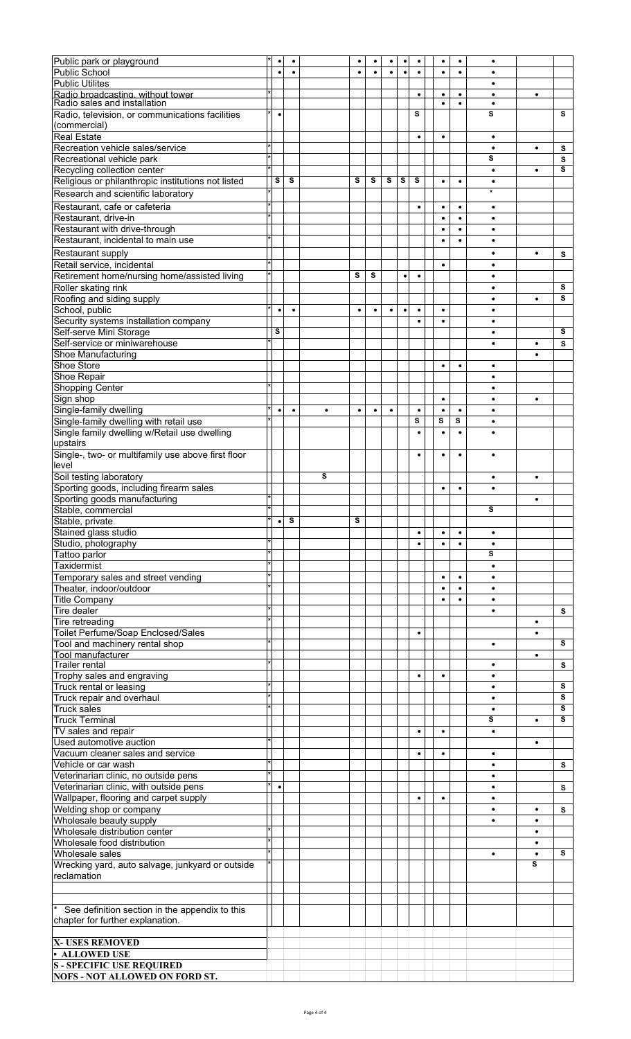| | | | | | | | | | | | | | | | |
|---|---|---|---|---|---|---|---|---|---|---|---|---|---|---|---|
| Public park or playground | * | • | • | | • | • | • | • | • | | • | • | • | | |
| Public School | | • | • | | • | • | • | • | • | | • | • | • | | |
| Public Utilites | | | | | | | | | | | | | • | | |
| Radio broadcasting, without tower | * | | | | | | | | • | | • | • | • | • | |
| Radio sales and installation | | | | | | | | | | | • | • | • | | |
| Radio, television, or communications facilities (commercial) | * | • | | | | | | | S | | | | S | | S |
| Real Estate | | | | | | | | | • | | • | | • | | |
| Recreation vehicle sales/service | * | | | | | | | | | | | | • | • | S |
| Recreational vehicle park | * | | | | | | | | | | | | S | | S |
| Recycling collection center | * | | | | | | | | | | | | • | • | S |
| Religious or philanthropic institutions not listed | | S | S | | S | S | S | S | S | | • | • | • | | |
| Research and scientific laboratory | * | | | | | | | | | | | | * | | |
| Restaurant, cafe or cafeteria | * | | | | | | | | • | | • | • | • | | |
| Restaurant, drive-in | * | | | | | | | | | | • | • | • | | |
| Restaurant with drive-through | | | | | | | | | | | • | • | • | | |
| Restaurant, incidental to main use | * | | | | | | | | | | • | • | • | | |
| Restaurant supply | | | | | | | | | | | | | • | • | S |
| Retail service, incidental | * | | | | | | | | | | • | | • | | |
| Retirement home/nursing home/assisted living | * | | | | S | S | | • | • | | | | • | | |
| Roller skating rink | | | | | | | | | | | | | • | | S |
| Roofing and siding supply | | | | | | | | | | | | | • | • | S |
| School, public | * | • | • | | • | • | • | • | • | | • | | • | | |
| Security systems installation company | | | | | | | | | • | | • | | • | | |
| Self-serve Mini Storage | | S | | | | | | | | | | | • | | S |
| Self-service or miniwarehouse | * | | | | | | | | | | | | • | • | S |
| Shoe Manufacturing | | | | | | | | | | | | | | • | |
| Shoe Store | | | | | | | | | | | • | • | • | | |
| Shoe Repair | | | | | | | | | | | | | • | | |
| Shopping Center | * | | | | | | | | | | | | • | | |
| Sign shop | | | | | | | | | | | • | | • | • | |
| Single-family dwelling | * | • | • | • | • | • | • | | • | | • | • | • | | |
| Single-family dwelling with retail use | * | | | | | | | | S | | S | S | • | | |
| Single family dwelling w/Retail use dwelling upstairs | | | | | | | | | • | | • | • | • | | |
| Single-, two- or multifamily use above first floor level | | | | | | | | | • | | • | • | • | | |
| Soil testing laboratory | | | | S | | | | | | | | | • | • | |
| Sporting goods, including firearm sales | | | | | | | | | | | • | • | • | | |
| Sporting goods manufacturing | * | | | | | | | | | | | | | • | |
| Stable, commercial | * | | | | | | | | | | | | S | | |
| Stable, private | * | • | S | | S | | | | | | | | | | |
| Stained glass studio | | | | | | | | | • | | • | • | • | | |
| Studio, photography | * | | | | | | | | • | | • | • | • | | |
| Tattoo parlor | * | | | | | | | | | | | | S | | |
| Taxidermist | * | | | | | | | | | | | | • | | |
| Temporary sales and street vending | * | | | | | | | | | | • | • | • | | |
| Theater, indoor/outdoor | * | | | | | | | | | | • | • | • | | |
| Title Company | | | | | | | | | | | • | • | • | | |
| Tire dealer | * | | | | | | | | | | | | • | | S |
| Tire retreading | * | | | | | | | | | | | | | • | |
| Toilet Perfume/Soap Enclosed/Sales | | | | | | | | | • | | | | | • | |
| Tool and machinery rental shop | * | | | | | | | | | | | | • | | S |
| Tool manufacturer | | | | | | | | | | | | | | • | |
| Trailer rental | * | | | | | | | | | | | | • | | S |
| Trophy sales and engraving | | | | | | | | | • | | • | | • | | |
| Truck rental or leasing | * | | | | | | | | | | | | • | | S |
| Truck repair and overhaul | * | | | | | | | | | | | | • | | S |
| Truck sales | * | | | | | | | | | | | | • | | S |
| Truck Terminal | | | | | | | | | | | | | S | • | S |
| TV sales and repair | | | | | | | | | • | | • | | • | | |
| Used automotive auction | * | | | | | | | | | | | | | • | |
| Vacuum cleaner sales and service | | | | | | | | | • | | • | | • | | |
| Vehicle or car wash | * | | | | | | | | | | | | • | | S |
| Veterinarian clinic, no outside pens | * | | | | | | | | | | | | • | | |
| Veterinarian clinic, with outside pens | * | • | | | | | | | | | | | • | | S |
| Wallpaper, flooring and carpet supply | | | | | | | | | • | | • | | • | | |
| Welding shop or company | | | | | | | | | | | | | • | • | S |
| Wholesale beauty supply | | | | | | | | | | | | | • | • | |
| Wholesale distribution center | * | | | | | | | | | | | | | • | |
| Wholesale food distribution | * | | | | | | | | | | | | | • | |
| Wholesale sales | * | | | | | | | | | | | | • | • | S |
| Wrecking yard, auto salvage, junkyard or outside reclamation | * | | | | | | | | | | | | | S | |

\* See definition section in the appendix to this chapter for further explanation.

**X- USES REMOVED**

**• ALLOWED USE**

**S - SPECIFIC USE REQUIRED**

**NOFS - NOT ALLOWED ON FORD ST.**